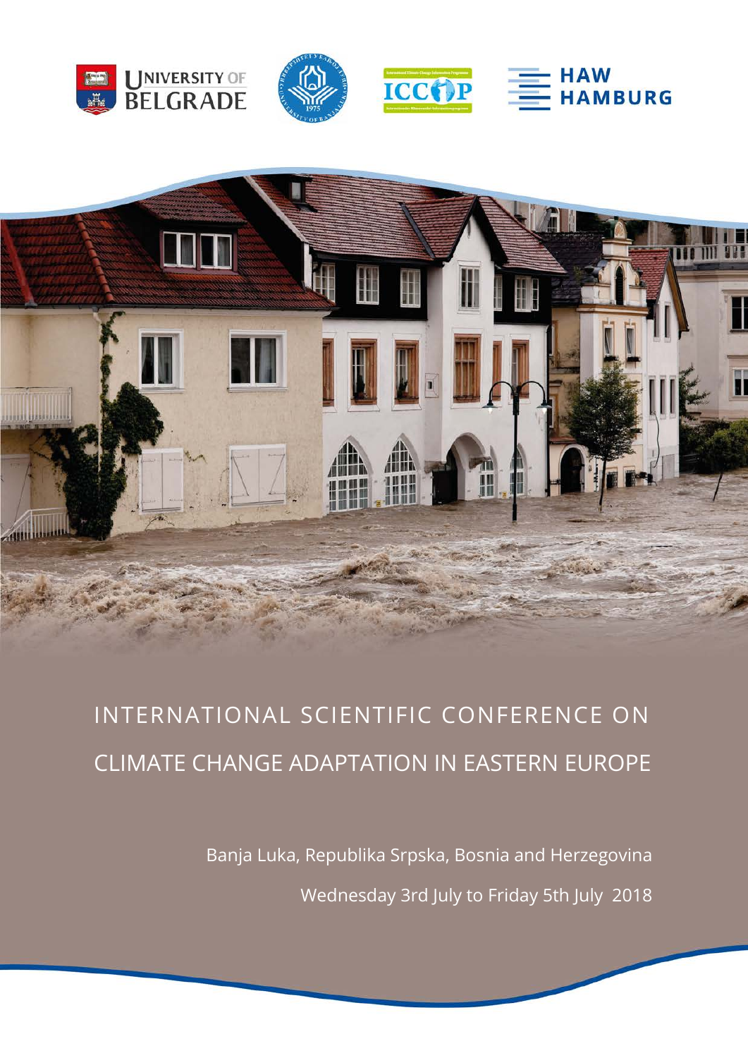UNIVERSITY OF BELGRADE

ICCIP

HAW HAMBURG

# INTERNATIONAL SCIENTIFIC CONFERENCE ON CLIMATE CHANGE ADAPTATION IN EASTERN EUROPE

Banja Luka, Republika Srpska, Bosnia and Herzegovina

Wednesday 3rd July to Friday 5th July 2018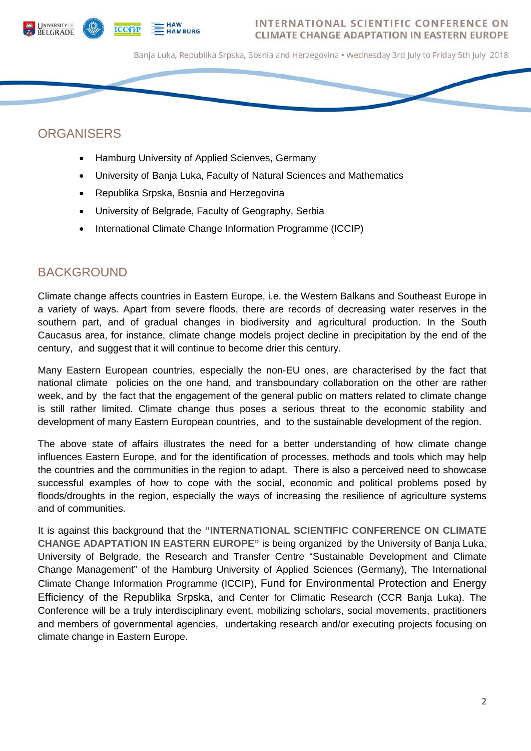## ORGANISERS

- Hamburg University of Applied Scienves, Germany
- University of Banja Luka, Faculty of Natural Sciences and Mathematics
- Republika Srpska, Bosnia and Herzegovina
- University of Belgrade, Faculty of Geography, Serbia
- International Climate Change Information Programme (ICCIP)

## BACKGROUND

Climate change affects countries in Eastern Europe, i.e. the Western Balkans and Southeast Europe in a variety of ways. Apart from severe floods, there are records of decreasing water reserves in the southern part, and of gradual changes in biodiversity and agricultural production. In the South Caucasus area, for instance, climate change models project decline in precipitation by the end of the century, and suggest that it will continue to become drier this century.

Many Eastern European countries, especially the non-EU ones, are characterised by the fact that national climate policies on the one hand, and transboundary collaboration on the other are rather week, and by the fact that the engagement of the general public on matters related to climate change is still rather limited. Climate change thus poses a serious threat to the economic stability and development of many Eastern European countries, and to the sustainable development of the region.

The above state of affairs illustrates the need for a better understanding of how climate change influences Eastern Europe, and for the identification of processes, methods and tools which may help the countries and the communities in the region to adapt. There is also a perceived need to showcase successful examples of how to cope with the social, economic and political problems posed by floods/droughts in the region, especially the ways of increasing the resilience of agriculture systems and of communities.

It is against this background that the **"INTERNATIONAL SCIENTIFIC CONFERENCE ON CLIMATE CHANGE ADAPTATION IN EASTERN EUROPE"** is being organized by the University of Banja Luka, University of Belgrade, the Research and Transfer Centre "Sustainable Development and Climate Change Management" of the Hamburg University of Applied Sciences (Germany), The International Climate Change Information Programme (ICCIP), Fund for Environmental Protection and Energy Efficiency of the Republika Srpska, and Center for Climatic Research (CCR Banja Luka). The Conference will be a truly interdisciplinary event, mobilizing scholars, social movements, practitioners and members of governmental agencies, undertaking research and/or executing projects focusing on climate change in Eastern Europe.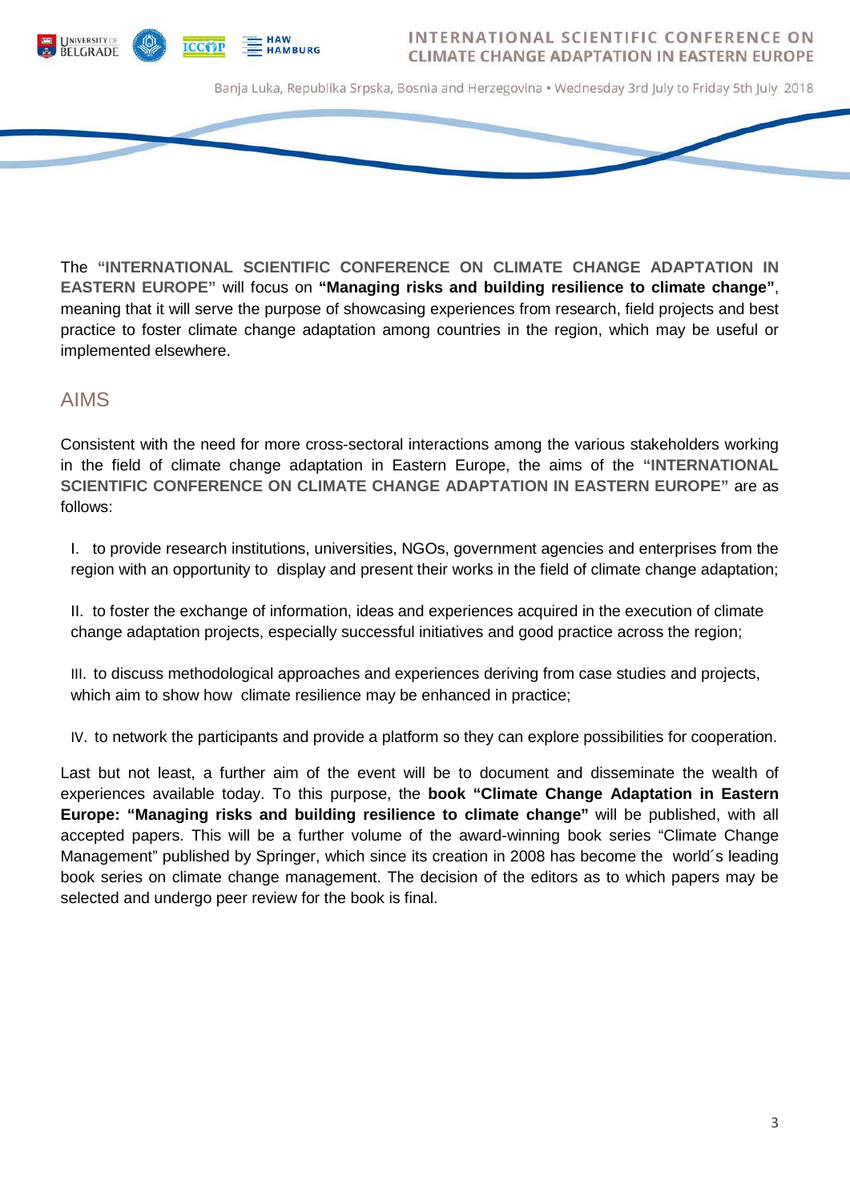The **"INTERNATIONAL SCIENTIFIC CONFERENCE ON CLIMATE CHANGE ADAPTATION IN EASTERN EUROPE"** will focus on **"Managing risks and building resilience to climate change"**, meaning that it will serve the purpose of showcasing experiences from research, field projects and best practice to foster climate change adaptation among countries in the region, which may be useful or implemented elsewhere.

## AIMS

Consistent with the need for more cross-sectoral interactions among the various stakeholders working in the field of climate change adaptation in Eastern Europe, the aims of the **"INTERNATIONAL SCIENTIFIC CONFERENCE ON CLIMATE CHANGE ADAPTATION IN EASTERN EUROPE"** are as follows:

I. to provide research institutions, universities, NGOs, government agencies and enterprises from the region with an opportunity to display and present their works in the field of climate change adaptation;

II. to foster the exchange of information, ideas and experiences acquired in the execution of climate change adaptation projects, especially successful initiatives and good practice across the region;

III. to discuss methodological approaches and experiences deriving from case studies and projects, which aim to show how climate resilience may be enhanced in practice;

IV. to network the participants and provide a platform so they can explore possibilities for cooperation.

Last but not least, a further aim of the event will be to document and disseminate the wealth of experiences available today. To this purpose, the **book "Climate Change Adaptation in Eastern Europe: "Managing risks and building resilience to climate change"** will be published, with all accepted papers. This will be a further volume of the award-winning book series "Climate Change Management" published by Springer, which since its creation in 2008 has become the world´s leading book series on climate change management. The decision of the editors as to which papers may be selected and undergo peer review for the book is final.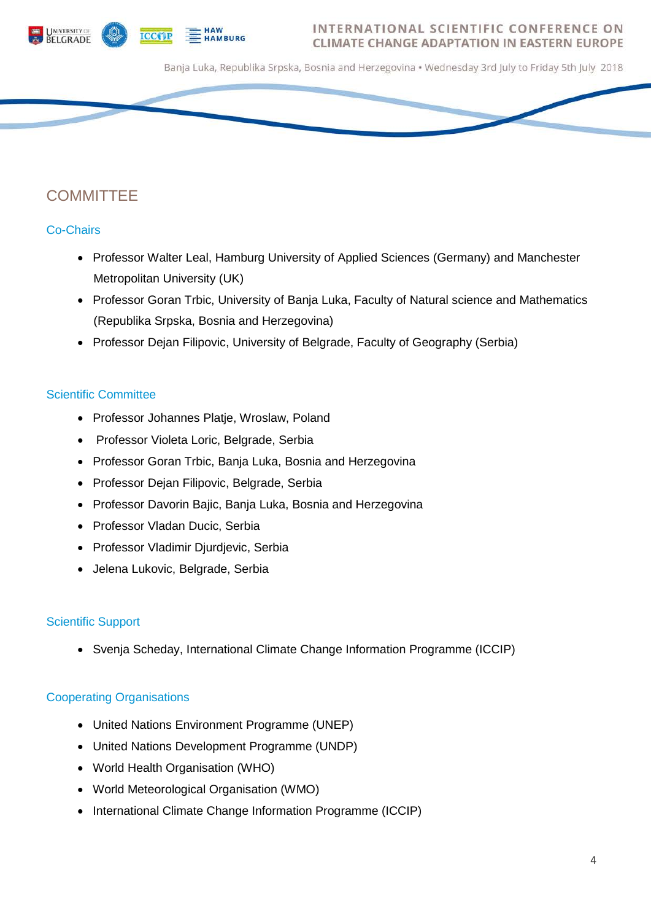## COMMITTEE

### Co-Chairs

- Professor Walter Leal, Hamburg University of Applied Sciences (Germany) and Manchester Metropolitan University (UK)
- Professor Goran Trbic, University of Banja Luka, Faculty of Natural science and Mathematics (Republika Srpska, Bosnia and Herzegovina)
- Professor Dejan Filipovic, University of Belgrade, Faculty of Geography (Serbia)

### Scientific Committee

- Professor Johannes Platje, Wroslaw, Poland
- Professor Violeta Loric, Belgrade, Serbia
- Professor Goran Trbic, Banja Luka, Bosnia and Herzegovina
- Professor Dejan Filipovic, Belgrade, Serbia
- Professor Davorin Bajic, Banja Luka, Bosnia and Herzegovina
- Professor Vladan Ducic, Serbia
- Professor Vladimir Djurdjevic, Serbia
- Jelena Lukovic, Belgrade, Serbia

### Scientific Support

- Svenja Scheday, International Climate Change Information Programme (ICCIP)

### Cooperating Organisations

- United Nations Environment Programme (UNEP)
- United Nations Development Programme (UNDP)
- World Health Organisation (WHO)
- World Meteorological Organisation (WMO)
- International Climate Change Information Programme (ICCIP)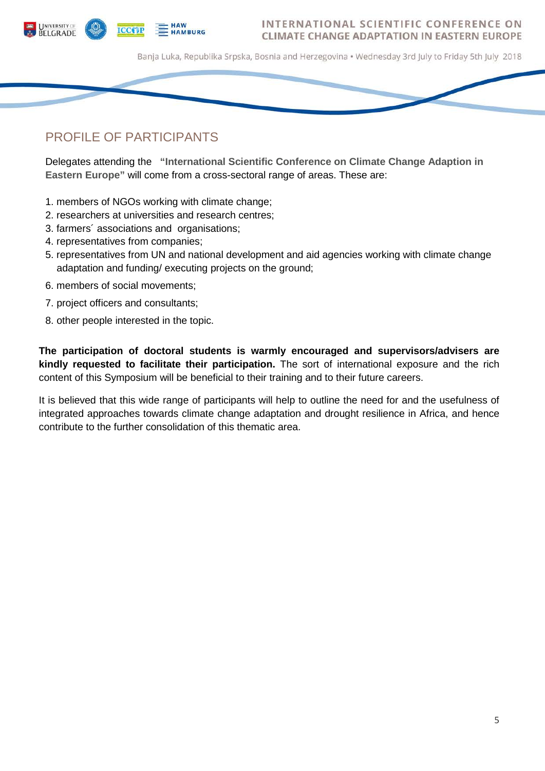## PROFILE OF PARTICIPANTS

Delegates attending the **"International Scientific Conference on Climate Change Adaption in Eastern Europe"** will come from a cross-sectoral range of areas. These are:

1. members of NGOs working with climate change;
2. researchers at universities and research centres;
3. farmers´ associations and organisations;
4. representatives from companies;
5. representatives from UN and national development and aid agencies working with climate change adaptation and funding/ executing projects on the ground;
6. members of social movements;
7. project officers and consultants;
8. other people interested in the topic.

**The participation of doctoral students is warmly encouraged and supervisors/advisers are kindly requested to facilitate their participation.** The sort of international exposure and the rich content of this Symposium will be beneficial to their training and to their future careers.

It is believed that this wide range of participants will help to outline the need for and the usefulness of integrated approaches towards climate change adaptation and drought resilience in Africa, and hence contribute to the further consolidation of this thematic area.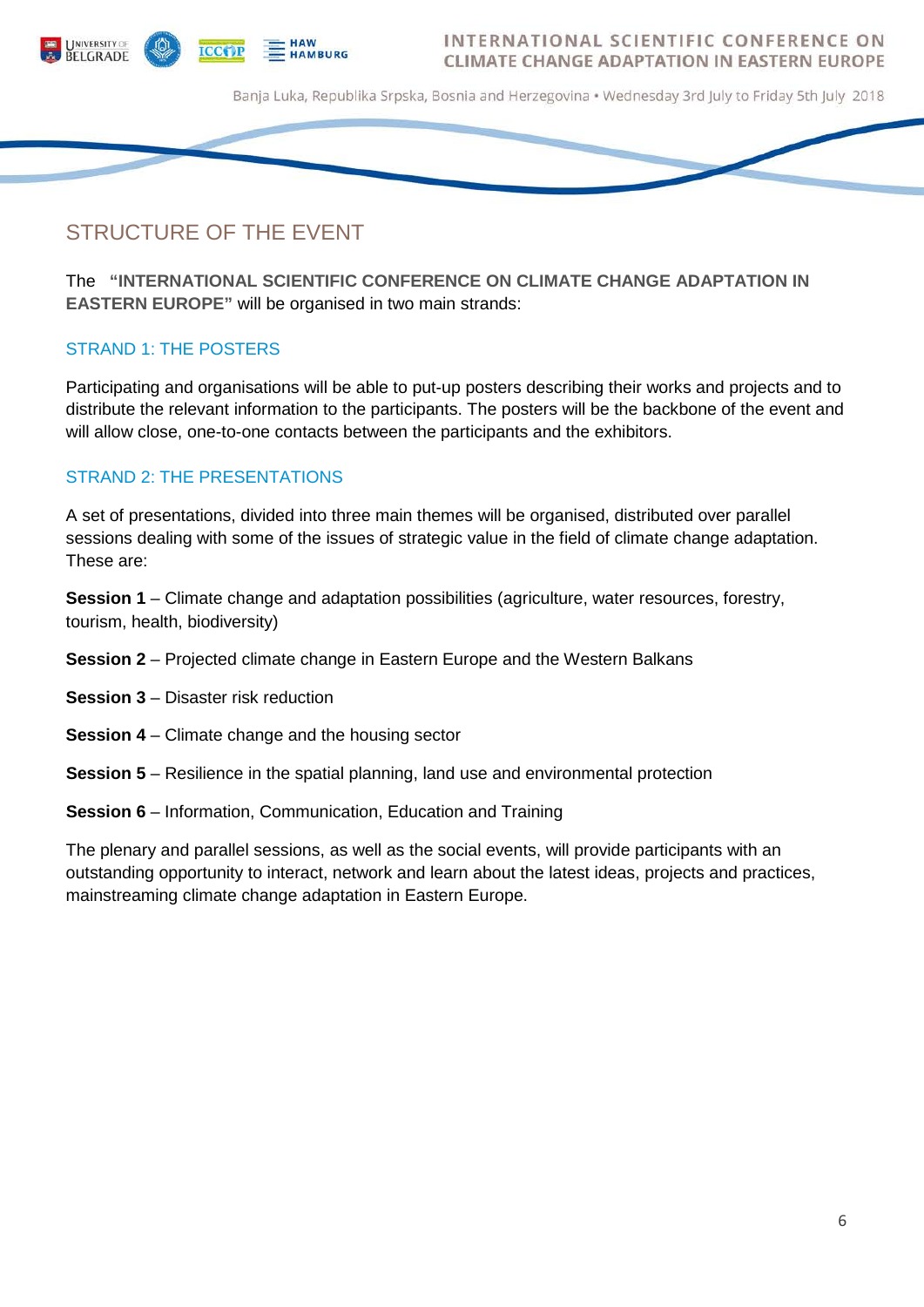## STRUCTURE OF THE EVENT

The **"INTERNATIONAL SCIENTIFIC CONFERENCE ON CLIMATE CHANGE ADAPTATION IN EASTERN EUROPE"** will be organised in two main strands:

### STRAND 1: THE POSTERS

Participating and organisations will be able to put-up posters describing their works and projects and to distribute the relevant information to the participants. The posters will be the backbone of the event and will allow close, one-to-one contacts between the participants and the exhibitors.

### STRAND 2: THE PRESENTATIONS

A set of presentations, divided into three main themes will be organised, distributed over parallel sessions dealing with some of the issues of strategic value in the field of climate change adaptation. These are:

**Session 1** – Climate change and adaptation possibilities (agriculture, water resources, forestry, tourism, health, biodiversity)

**Session 2** – Projected climate change in Eastern Europe and the Western Balkans

**Session 3** – Disaster risk reduction

**Session 4** – Climate change and the housing sector

**Session 5** – Resilience in the spatial planning, land use and environmental protection

**Session 6** – Information, Communication, Education and Training

The plenary and parallel sessions, as well as the social events, will provide participants with an outstanding opportunity to interact, network and learn about the latest ideas, projects and practices, mainstreaming climate change adaptation in Eastern Europe.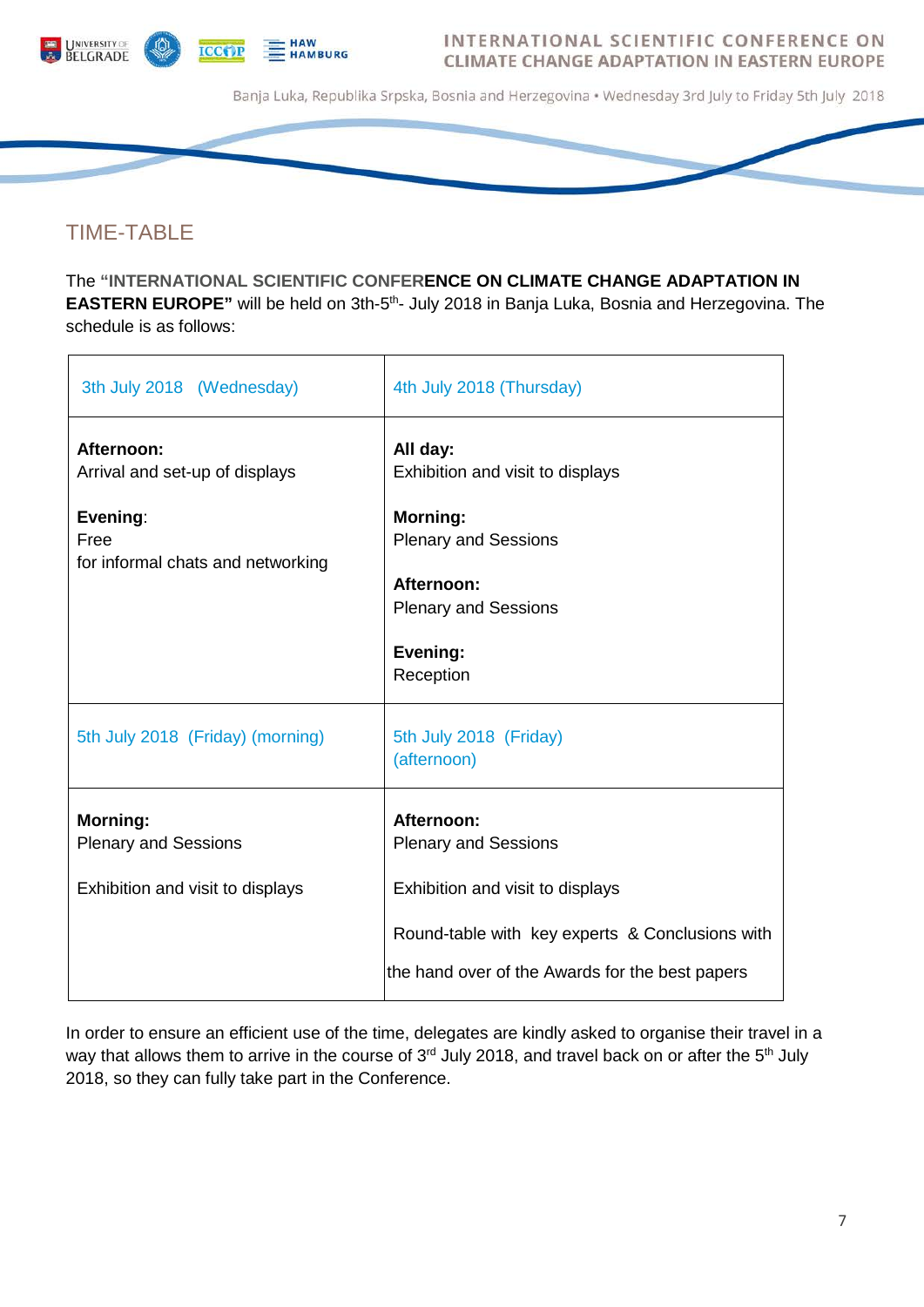## TIME-TABLE

The **"INTERNATIONAL SCIENTIFIC CONFERENCE ON CLIMATE CHANGE ADAPTATION IN EASTERN EUROPE"** will be held on 3th-5th- July 2018 in Banja Luka, Bosnia and Herzegovina. The schedule is as follows:

| 3th July 2018 (Wednesday) | 4th July 2018 (Thursday) |
|---|---|
| **Afternoon:**<br>Arrival and set-up of displays<br><br>**Evening**:<br>Free<br>for informal chats and networking | **All day:**<br>Exhibition and visit to displays<br><br>**Morning:**<br>Plenary and Sessions<br><br>**Afternoon:**<br>Plenary and Sessions<br><br>**Evening:**<br>Reception |
| **5th July 2018 (Friday) (morning)** | **5th July 2018 (Friday) (afternoon)** |
| **Morning:**<br>Plenary and Sessions<br><br>Exhibition and visit to displays | **Afternoon:**<br>Plenary and Sessions<br><br>Exhibition and visit to displays<br><br>Round-table with key experts & Conclusions with the hand over of the Awards for the best papers |

In order to ensure an efficient use of the time, delegates are kindly asked to organise their travel in a way that allows them to arrive in the course of 3rd July 2018, and travel back on or after the 5th July 2018, so they can fully take part in the Conference.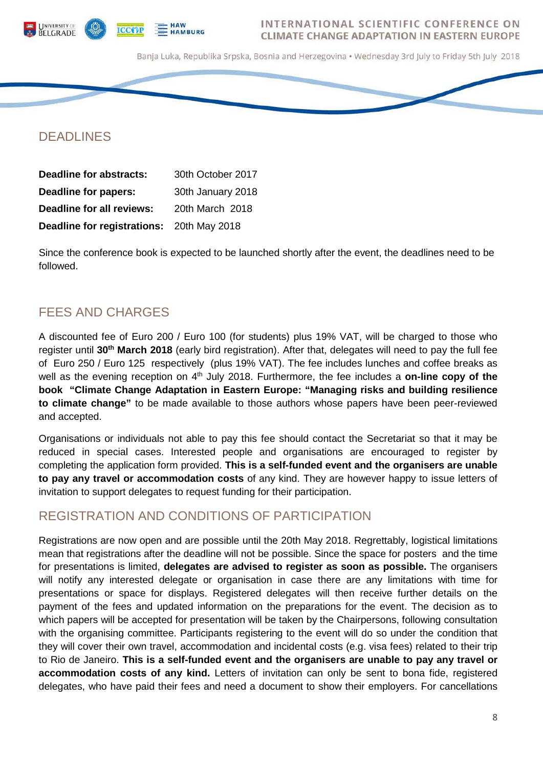## DEADLINES

**Deadline for abstracts:** 30th October 2017

**Deadline for papers:** 30th January 2018

**Deadline for all reviews:** 20th March 2018

**Deadline for registrations:** 20th May 2018

Since the conference book is expected to be launched shortly after the event, the deadlines need to be followed.

## FEES AND CHARGES

A discounted fee of Euro 200 / Euro 100 (for students) plus 19% VAT, will be charged to those who register until **30th March 2018** (early bird registration). After that, delegates will need to pay the full fee of Euro 250 / Euro 125 respectively (plus 19% VAT). The fee includes lunches and coffee breaks as well as the evening reception on 4th July 2018. Furthermore, the fee includes a **on-line copy of the book "Climate Change Adaptation in Eastern Europe: "Managing risks and building resilience to climate change"** to be made available to those authors whose papers have been peer-reviewed and accepted.

Organisations or individuals not able to pay this fee should contact the Secretariat so that it may be reduced in special cases. Interested people and organisations are encouraged to register by completing the application form provided. **This is a self-funded event and the organisers are unable to pay any travel or accommodation costs** of any kind. They are however happy to issue letters of invitation to support delegates to request funding for their participation.

## REGISTRATION AND CONDITIONS OF PARTICIPATION

Registrations are now open and are possible until the 20th May 2018. Regrettably, logistical limitations mean that registrations after the deadline will not be possible. Since the space for posters and the time for presentations is limited, **delegates are advised to register as soon as possible.** The organisers will notify any interested delegate or organisation in case there are any limitations with time for presentations or space for displays. Registered delegates will then receive further details on the payment of the fees and updated information on the preparations for the event. The decision as to which papers will be accepted for presentation will be taken by the Chairpersons, following consultation with the organising committee. Participants registering to the event will do so under the condition that they will cover their own travel, accommodation and incidental costs (e.g. visa fees) related to their trip to Rio de Janeiro. **This is a self-funded event and the organisers are unable to pay any travel or accommodation costs of any kind.** Letters of invitation can only be sent to bona fide, registered delegates, who have paid their fees and need a document to show their employers. For cancellations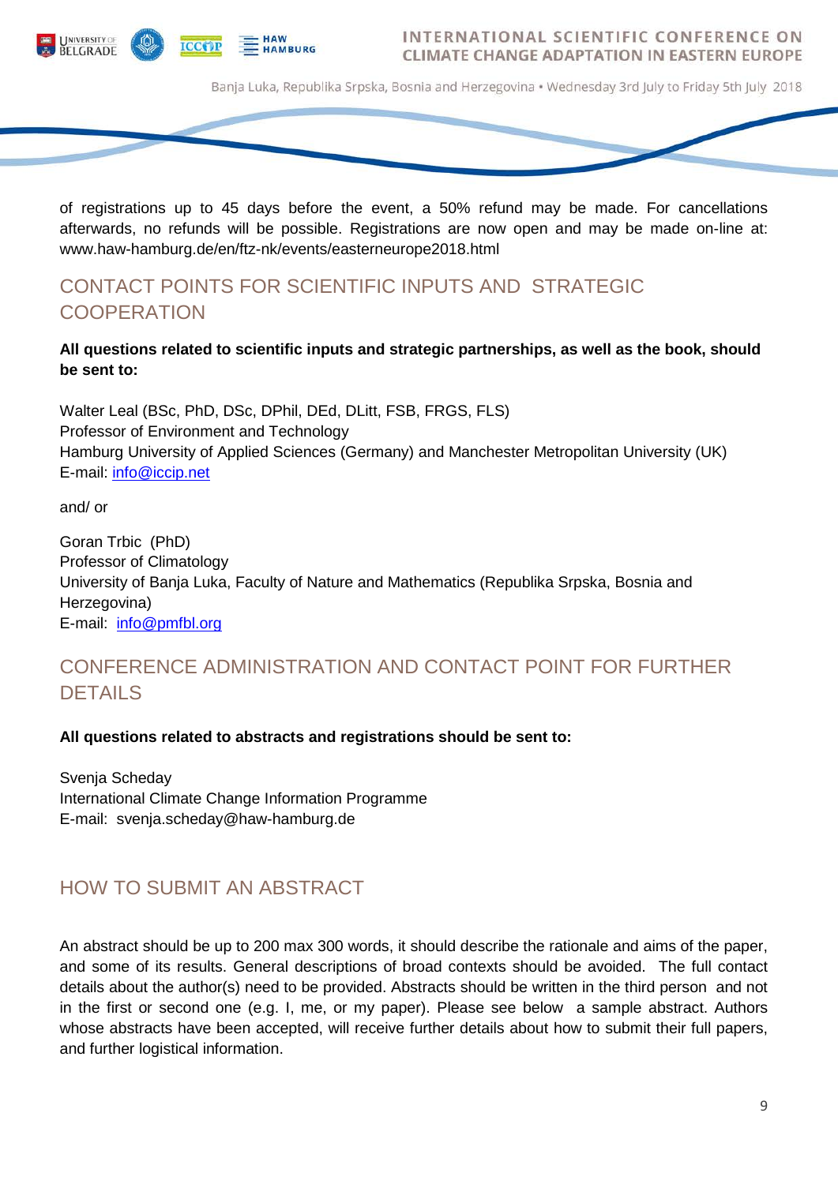of registrations up to 45 days before the event, a 50% refund may be made. For cancellations afterwards, no refunds will be possible. Registrations are now open and may be made on-line at: www.haw-hamburg.de/en/ftz-nk/events/easterneurope2018.html

## CONTACT POINTS FOR SCIENTIFIC INPUTS AND STRATEGIC COOPERATION

**All questions related to scientific inputs and strategic partnerships, as well as the book, should be sent to:**

Walter Leal (BSc, PhD, DSc, DPhil, DEd, DLitt, FSB, FRGS, FLS)
Professor of Environment and Technology
Hamburg University of Applied Sciences (Germany) and Manchester Metropolitan University (UK)
E-mail: info@iccip.net

and/ or

Goran Trbic (PhD)
Professor of Climatology
University of Banja Luka, Faculty of Nature and Mathematics (Republika Srpska, Bosnia and Herzegovina)
E-mail: info@pmfbl.org

## CONFERENCE ADMINISTRATION AND CONTACT POINT FOR FURTHER DETAILS

**All questions related to abstracts and registrations should be sent to:**

Svenja Scheday
International Climate Change Information Programme
E-mail: svenja.scheday@haw-hamburg.de

## HOW TO SUBMIT AN ABSTRACT

An abstract should be up to 200 max 300 words, it should describe the rationale and aims of the paper, and some of its results. General descriptions of broad contexts should be avoided. The full contact details about the author(s) need to be provided. Abstracts should be written in the third person and not in the first or second one (e.g. I, me, or my paper). Please see below a sample abstract. Authors whose abstracts have been accepted, will receive further details about how to submit their full papers, and further logistical information.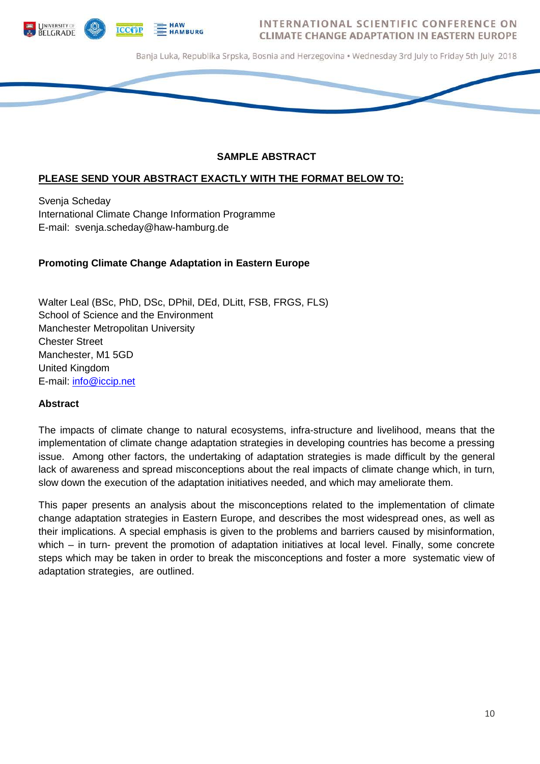**SAMPLE ABSTRACT**

**PLEASE SEND YOUR ABSTRACT EXACTLY WITH THE FORMAT BELOW TO:**

Svenja Scheday
International Climate Change Information Programme
E-mail: svenja.scheday@haw-hamburg.de

**Promoting Climate Change Adaptation in Eastern Europe**

Walter Leal (BSc, PhD, DSc, DPhil, DEd, DLitt, FSB, FRGS, FLS)
School of Science and the Environment
Manchester Metropolitan University
Chester Street
Manchester, M1 5GD
United Kingdom
E-mail: info@iccip.net

**Abstract**

The impacts of climate change to natural ecosystems, infra-structure and livelihood, means that the implementation of climate change adaptation strategies in developing countries has become a pressing issue. Among other factors, the undertaking of adaptation strategies is made difficult by the general lack of awareness and spread misconceptions about the real impacts of climate change which, in turn, slow down the execution of the adaptation initiatives needed, and which may ameliorate them.

This paper presents an analysis about the misconceptions related to the implementation of climate change adaptation strategies in Eastern Europe, and describes the most widespread ones, as well as their implications. A special emphasis is given to the problems and barriers caused by misinformation, which – in turn- prevent the promotion of adaptation initiatives at local level. Finally, some concrete steps which may be taken in order to break the misconceptions and foster a more systematic view of adaptation strategies, are outlined.